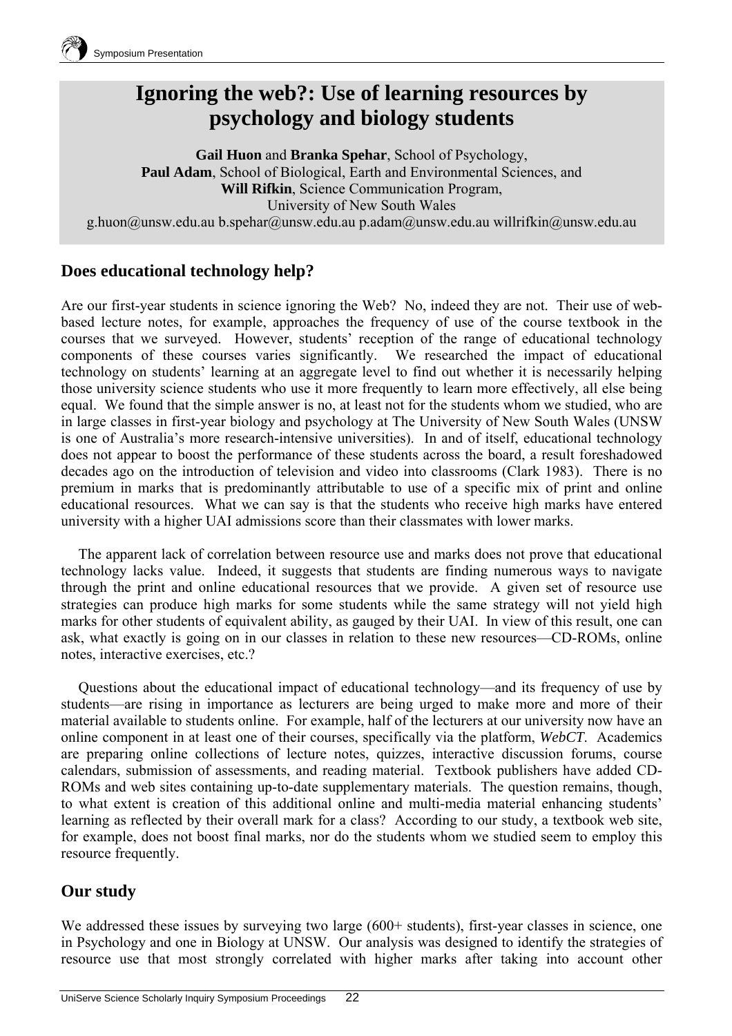# Ignoring the web?: Use of learning resources by psychology and biology students

**Gail Huon** and **Branka Spehar**, School of Psychology,
**Paul Adam**, School of Biological, Earth and Environmental Sciences, and
**Will Rifkin**, Science Communication Program,
University of New South Wales
g.huon@unsw.edu.au b.spehar@unsw.edu.au p.adam@unsw.edu.au willrifkin@unsw.edu.au

## Does educational technology help?

Are our first-year students in science ignoring the Web? No, indeed they are not. Their use of web-based lecture notes, for example, approaches the frequency of use of the course textbook in the courses that we surveyed. However, students' reception of the range of educational technology components of these courses varies significantly. We researched the impact of educational technology on students' learning at an aggregate level to find out whether it is necessarily helping those university science students who use it more frequently to learn more effectively, all else being equal. We found that the simple answer is no, at least not for the students whom we studied, who are in large classes in first-year biology and psychology at The University of New South Wales (UNSW is one of Australia's more research-intensive universities). In and of itself, educational technology does not appear to boost the performance of these students across the board, a result foreshadowed decades ago on the introduction of television and video into classrooms (Clark 1983). There is no premium in marks that is predominantly attributable to use of a specific mix of print and online educational resources. What we can say is that the students who receive high marks have entered university with a higher UAI admissions score than their classmates with lower marks.

The apparent lack of correlation between resource use and marks does not prove that educational technology lacks value. Indeed, it suggests that students are finding numerous ways to navigate through the print and online educational resources that we provide. A given set of resource use strategies can produce high marks for some students while the same strategy will not yield high marks for other students of equivalent ability, as gauged by their UAI. In view of this result, one can ask, what exactly is going on in our classes in relation to these new resources—CD-ROMs, online notes, interactive exercises, etc.?

Questions about the educational impact of educational technology—and its frequency of use by students—are rising in importance as lecturers are being urged to make more and more of their material available to students online. For example, half of the lecturers at our university now have an online component in at least one of their courses, specifically via the platform, *WebCT*. Academics are preparing online collections of lecture notes, quizzes, interactive discussion forums, course calendars, submission of assessments, and reading material. Textbook publishers have added CD-ROMs and web sites containing up-to-date supplementary materials. The question remains, though, to what extent is creation of this additional online and multi-media material enhancing students' learning as reflected by their overall mark for a class? According to our study, a textbook web site, for example, does not boost final marks, nor do the students whom we studied seem to employ this resource frequently.

## Our study

We addressed these issues by surveying two large (600+ students), first-year classes in science, one in Psychology and one in Biology at UNSW. Our analysis was designed to identify the strategies of resource use that most strongly correlated with higher marks after taking into account other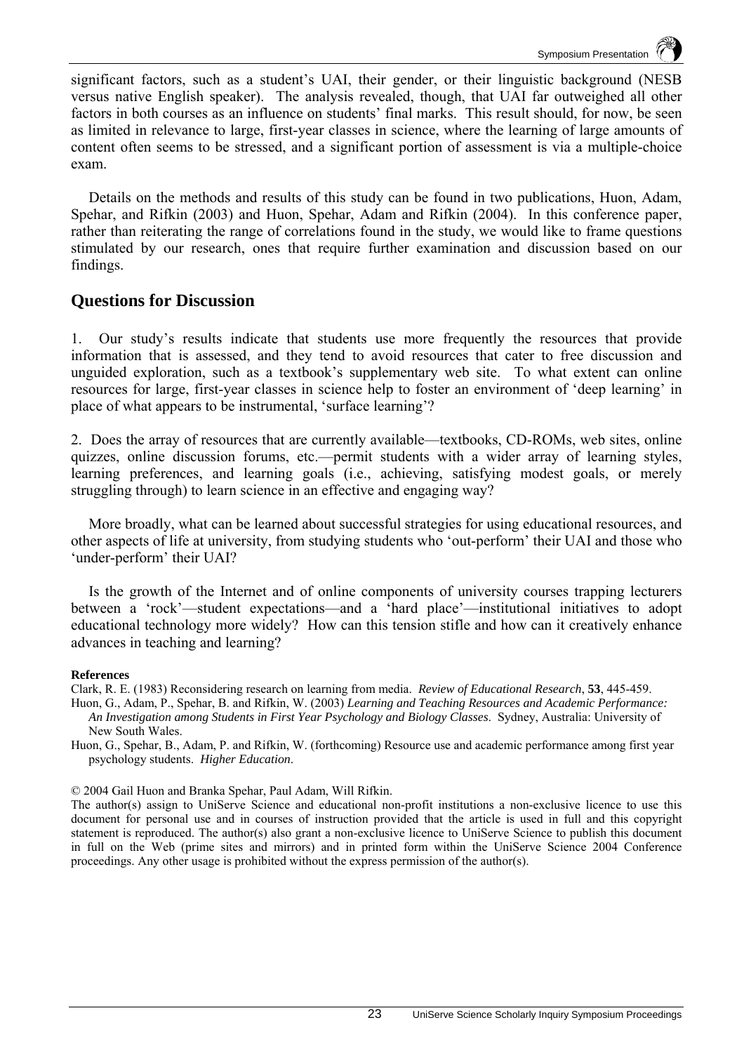significant factors, such as a student's UAI, their gender, or their linguistic background (NESB versus native English speaker). The analysis revealed, though, that UAI far outweighed all other factors in both courses as an influence on students' final marks. This result should, for now, be seen as limited in relevance to large, first-year classes in science, where the learning of large amounts of content often seems to be stressed, and a significant portion of assessment is via a multiple-choice exam.

Details on the methods and results of this study can be found in two publications, Huon, Adam, Spehar, and Rifkin (2003) and Huon, Spehar, Adam and Rifkin (2004). In this conference paper, rather than reiterating the range of correlations found in the study, we would like to frame questions stimulated by our research, ones that require further examination and discussion based on our findings.

## Questions for Discussion

1. Our study's results indicate that students use more frequently the resources that provide information that is assessed, and they tend to avoid resources that cater to free discussion and unguided exploration, such as a textbook's supplementary web site. To what extent can online resources for large, first-year classes in science help to foster an environment of 'deep learning' in place of what appears to be instrumental, 'surface learning'?

2. Does the array of resources that are currently available—textbooks, CD-ROMs, web sites, online quizzes, online discussion forums, etc.—permit students with a wider array of learning styles, learning preferences, and learning goals (i.e., achieving, satisfying modest goals, or merely struggling through) to learn science in an effective and engaging way?

More broadly, what can be learned about successful strategies for using educational resources, and other aspects of life at university, from studying students who 'out-perform' their UAI and those who 'under-perform' their UAI?

Is the growth of the Internet and of online components of university courses trapping lecturers between a 'rock'—student expectations—and a 'hard place'—institutional initiatives to adopt educational technology more widely? How can this tension stifle and how can it creatively enhance advances in teaching and learning?

**References**

Clark, R. E. (1983) Reconsidering research on learning from media. *Review of Educational Research*, **53**, 445-459.

Huon, G., Adam, P., Spehar, B. and Rifkin, W. (2003) *Learning and Teaching Resources and Academic Performance: An Investigation among Students in First Year Psychology and Biology Classes*. Sydney, Australia: University of New South Wales.

Huon, G., Spehar, B., Adam, P. and Rifkin, W. (forthcoming) Resource use and academic performance among first year psychology students. *Higher Education*.

© 2004 Gail Huon and Branka Spehar, Paul Adam, Will Rifkin.

The author(s) assign to UniServe Science and educational non-profit institutions a non-exclusive licence to use this document for personal use and in courses of instruction provided that the article is used in full and this copyright statement is reproduced. The author(s) also grant a non-exclusive licence to UniServe Science to publish this document in full on the Web (prime sites and mirrors) and in printed form within the UniServe Science 2004 Conference proceedings. Any other usage is prohibited without the express permission of the author(s).